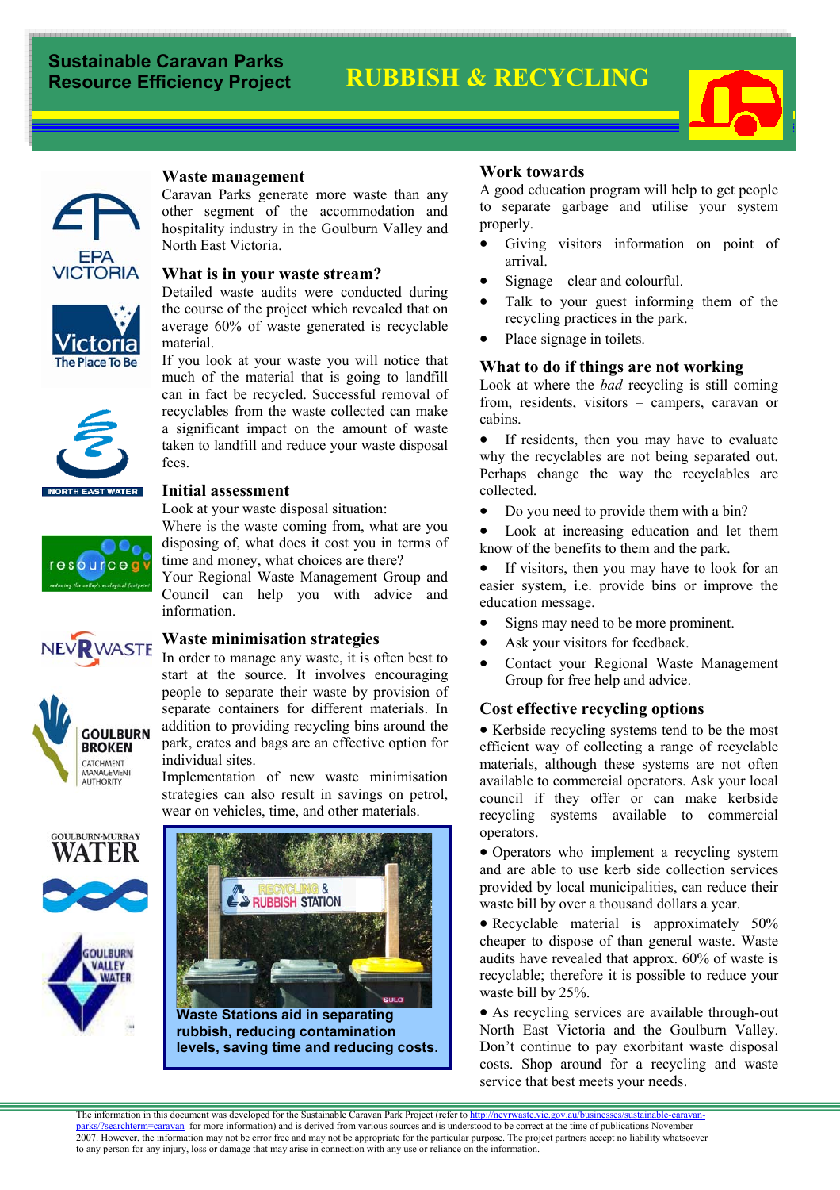# Sustainable Caravan Parks Resource Efficiency Project

# RUBBISH & RECYCLING

## Waste management

Caravan Parks generate more waste than any other segment of the accommodation and hospitality industry in the Goulburn Valley and North East Victoria.

## What is in your waste stream?

Detailed waste audits were conducted during the course of the project which revealed that on average 60% of waste generated is recyclable material.

If you look at your waste you will notice that much of the material that is going to landfill can in fact be recycled. Successful removal of recyclables from the waste collected can make a significant impact on the amount of waste taken to landfill and reduce your waste disposal fees.

## Initial assessment

Look at your waste disposal situation:

Where is the waste coming from, what are you disposing of, what does it cost you in terms of time and money, what choices are there?

Your Regional Waste Management Group and Council can help you with advice and information.

## Waste minimisation strategies

In order to manage any waste, it is often best to start at the source. It involves encouraging people to separate their waste by provision of separate containers for different materials. In addition to providing recycling bins around the park, crates and bags are an effective option for individual sites.

Implementation of new waste minimisation strategies can also result in savings on petrol, wear on vehicles, time, and other materials.

**Waste Stations aid in separating rubbish, reducing contamination levels, saving time and reducing costs.**

## Work towards

A good education program will help to get people to separate garbage and utilise your system properly.

- Giving visitors information on point of arrival.
- Signage – clear and colourful.
- Talk to your guest informing them of the recycling practices in the park.
- Place signage in toilets.

## What to do if things are not working

Look at where the *bad* recycling is still coming from, residents, visitors – campers, caravan or cabins.

- If residents, then you may have to evaluate why the recyclables are not being separated out. Perhaps change the way the recyclables are collected.
- Do you need to provide them with a bin?
- Look at increasing education and let them know of the benefits to them and the park.
- If visitors, then you may have to look for an easier system, i.e. provide bins or improve the education message.
- Signs may need to be more prominent.
- Ask your visitors for feedback.
- Contact your Regional Waste Management Group for free help and advice.

## Cost effective recycling options

- Kerbside recycling systems tend to be the most efficient way of collecting a range of recyclable materials, although these systems are not often available to commercial operators. Ask your local council if they offer or can make kerbside recycling systems available to commercial operators.
- Operators who implement a recycling system and are able to use kerb side collection services provided by local municipalities, can reduce their waste bill by over a thousand dollars a year.
- Recyclable material is approximately 50% cheaper to dispose of than general waste. Waste audits have revealed that approx. 60% of waste is recyclable; therefore it is possible to reduce your waste bill by 25%.
- As recycling services are available through-out North East Victoria and the Goulburn Valley. Don't continue to pay exorbitant waste disposal costs. Shop around for a recycling and waste service that best meets your needs.

The information in this document was developed for the Sustainable Caravan Park Project (refer to http://nevrwaste.vic.gov.au/businesses/sustainable-caravan-parks/?searchterm=caravan for more information) and is derived from various sources and is understood to be correct at the time of publications November 2007. However, the information may not be error free and may not be appropriate for the particular purpose. The project partners accept no liability whatsoever to any person for any injury, loss or damage that may arise in connection with any use or reliance on the information.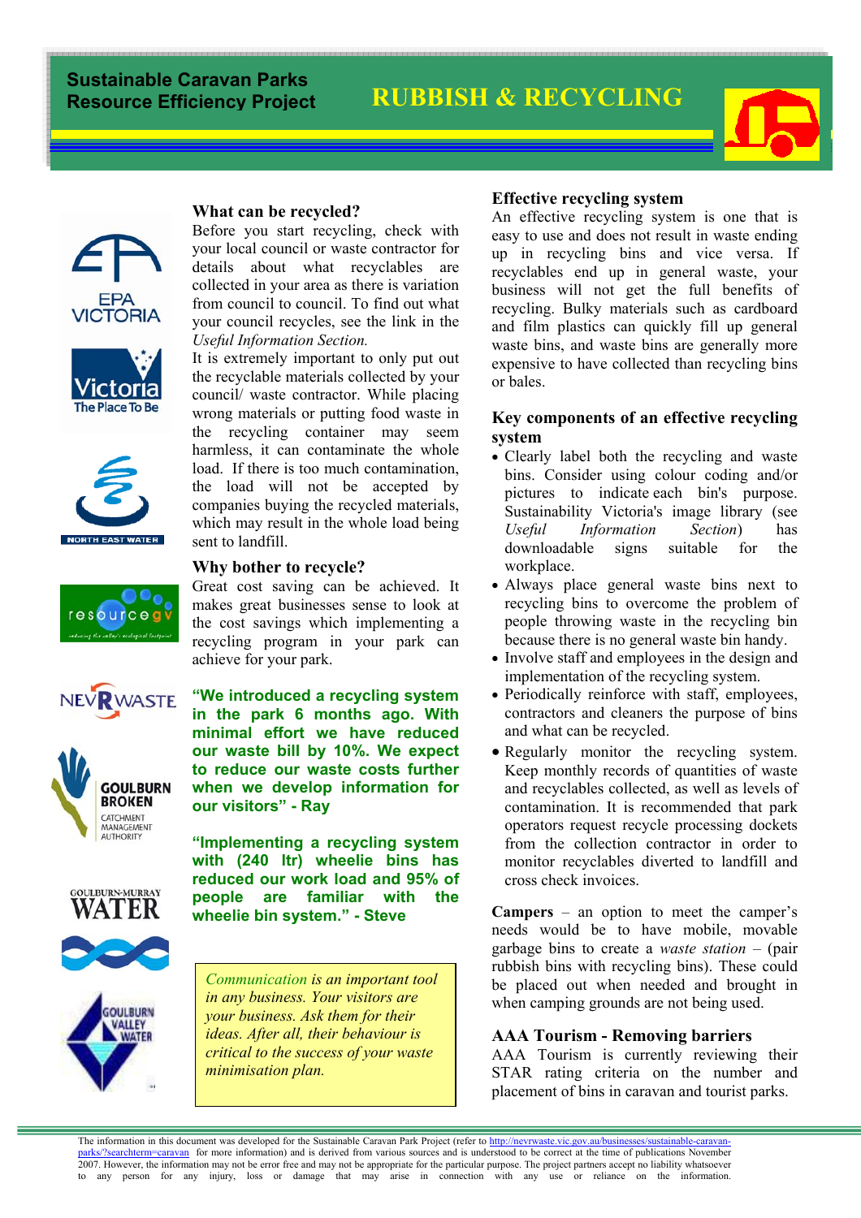**Sustainable Caravan Parks Resource Efficiency Project**

# RUBBISH & RECYCLING

## What can be recycled?

Before you start recycling, check with your local council or waste contractor for details about what recyclables are collected in your area as there is variation from council to council. To find out what your council recycles, see the link in the *Useful Information Section.*

It is extremely important to only put out the recyclable materials collected by your council/ waste contractor. While placing wrong materials or putting food waste in the recycling container may seem harmless, it can contaminate the whole load. If there is too much contamination, the load will not be accepted by companies buying the recycled materials, which may result in the whole load being sent to landfill.

## Why bother to recycle?

Great cost saving can be achieved. It makes great businesses sense to look at the cost savings which implementing a recycling program in your park can achieve for your park.

**"We introduced a recycling system in the park 6 months ago. With minimal effort we have reduced our waste bill by 10%. We expect to reduce our waste costs further when we develop information for our visitors" - Ray**

**"Implementing a recycling system with (240 ltr) wheelie bins has reduced our work load and 95% of people are familiar with the wheelie bin system." - Steve**

> *Communication is an important tool in any business. Your visitors are your business. Ask them for their ideas. After all, their behaviour is critical to the success of your waste minimisation plan.*

## Effective recycling system

An effective recycling system is one that is easy to use and does not result in waste ending up in recycling bins and vice versa. If recyclables end up in general waste, your business will not get the full benefits of recycling. Bulky materials such as cardboard and film plastics can quickly fill up general waste bins, and waste bins are generally more expensive to have collected than recycling bins or bales.

## Key components of an effective recycling system

- Clearly label both the recycling and waste bins. Consider using colour coding and/or pictures to indicate each bin's purpose. Sustainability Victoria's image library (see *Useful Information Section*) has downloadable signs suitable for the workplace.
- Always place general waste bins next to recycling bins to overcome the problem of people throwing waste in the recycling bin because there is no general waste bin handy.
- Involve staff and employees in the design and implementation of the recycling system.
- Periodically reinforce with staff, employees, contractors and cleaners the purpose of bins and what can be recycled.
- Regularly monitor the recycling system. Keep monthly records of quantities of waste and recyclables collected, as well as levels of contamination. It is recommended that park operators request recycle processing dockets from the collection contractor in order to monitor recyclables diverted to landfill and cross check invoices.

**Campers** – an option to meet the camper's needs would be to have mobile, movable garbage bins to create a *waste station* – (pair rubbish bins with recycling bins). These could be placed out when needed and brought in when camping grounds are not being used.

## AAA Tourism - Removing barriers

AAA Tourism is currently reviewing their STAR rating criteria on the number and placement of bins in caravan and tourist parks.

---

The information in this document was developed for the Sustainable Caravan Park Project (refer to http://nevrwaste.vic.gov.au/businesses/sustainable-caravan-parks/?searchterm=caravan for more information) and is derived from various sources and is understood to be correct at the time of publications November 2007. However, the information may not be error free and may not be appropriate for the particular purpose. The project partners accept no liability whatsoever to any person for any injury, loss or damage that may arise in connection with any use or reliance on the information.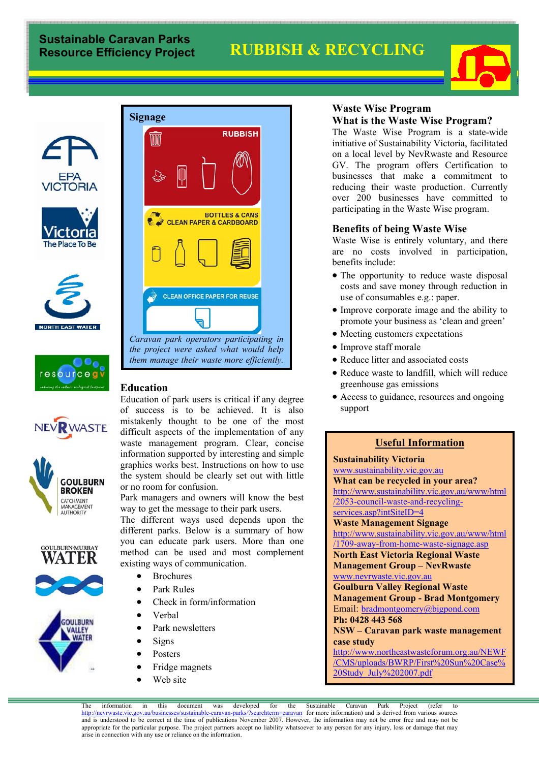# Sustainable Caravan Parks Resource Efficiency Project

# RUBBISH & RECYCLING

## Signage

RUBBISH

BOTTLES & CANS
CLEAN PAPER & CARDBOARD

CLEAN OFFICE PAPER FOR REUSE

*Caravan park operators participating in the project were asked what would help them manage their waste more efficiently.*

## Education

Education of park users is critical if any degree of success is to be achieved. It is also mistakenly thought to be one of the most difficult aspects of the implementation of any waste management program. Clear, concise information supported by interesting and simple graphics works best. Instructions on how to use the system should be clearly set out with little or no room for confusion.

Park managers and owners will know the best way to get the message to their park users.

The different ways used depends upon the different parks. Below is a summary of how you can educate park users. More than one method can be used and most complement existing ways of communication.

- Brochures
- Park Rules
- Check in form/information
- Verbal
- Park newsletters
- Signs
- Posters
- Fridge magnets
- Web site

## Waste Wise Program

### What is the Waste Wise Program?

The Waste Wise Program is a state-wide initiative of Sustainability Victoria, facilitated on a local level by NevRwaste and Resource GV. The program offers Certification to businesses that make a commitment to reducing their waste production. Currently over 200 businesses have committed to participating in the Waste Wise program.

### Benefits of being Waste Wise

Waste Wise is entirely voluntary, and there are no costs involved in participation, benefits include:

- The opportunity to reduce waste disposal costs and save money through reduction in use of consumables e.g.: paper.
- Improve corporate image and the ability to promote your business as 'clean and green'
- Meeting customers expectations
- Improve staff morale
- Reduce litter and associated costs
- Reduce waste to landfill, which will reduce greenhouse gas emissions
- Access to guidance, resources and ongoing support

## Useful Information

**Sustainability Victoria**
www.sustainability.vic.gov.au

**What can be recycled in your area?**
http://www.sustainability.vic.gov.au/www/html/2053-council-waste-and-recycling-services.asp?intSiteID=4

**Waste Management Signage**
http://www.sustainability.vic.gov.au/www/html/1709-away-from-home-waste-signage.asp

**North East Victoria Regional Waste Management Group – NevRwaste**
www.nevrwaste.vic.gov.au

**Goulburn Valley Regional Waste Management Group - Brad Montgomery**
Email: bradmontgomery@bigpond.com
**Ph: 0428 443 568**

**NSW – Caravan park waste management case study**
http://www.northeastwasteforum.org.au/NEWF/CMS/uploads/BWRP/First%20Sun%20Case%20Study_July%202007.pdf

The information in this document was developed for the Sustainable Caravan Park Project (refer to http://nevrwaste.vic.gov.au/businesses/sustainable-caravan-parks/?searchterm=caravan for more information) and is derived from various sources and is understood to be correct at the time of publications November 2007. However, the information may not be error free and may not be appropriate for the particular purpose. The project partners accept no liability whatsoever to any person for any injury, loss or damage that may arise in connection with any use or reliance on the information.